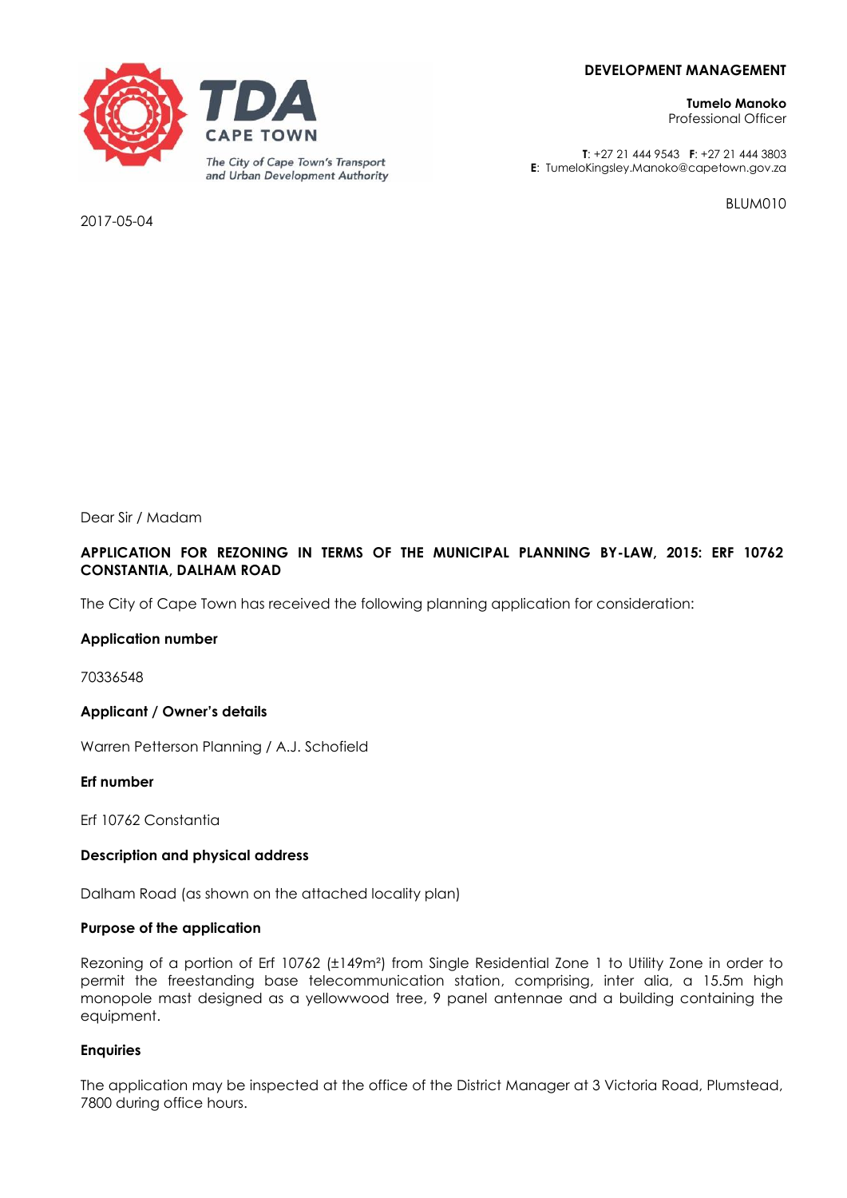TDA CAPE TOWN

*The City of Cape Town's Transport and Urban Development Authority*

**DEVELOPMENT MANAGEMENT**

**Tumelo Manoko**
Professional Officer

**T**: +27 21 444 9543 **F**: +27 21 444 3803
**E**: TumeloKingsley.Manoko@capetown.gov.za

BLUM010

2017-05-04

Dear Sir / Madam

**APPLICATION FOR REZONING IN TERMS OF THE MUNICIPAL PLANNING BY-LAW, 2015: ERF 10762 CONSTANTIA, DALHAM ROAD**

The City of Cape Town has received the following planning application for consideration:

**Application number**

70336548

**Applicant / Owner's details**

Warren Petterson Planning / A.J. Schofield

**Erf number**

Erf 10762 Constantia

**Description and physical address**

Dalham Road (as shown on the attached locality plan)

**Purpose of the application**

Rezoning of a portion of Erf 10762 (±149m²) from Single Residential Zone 1 to Utility Zone in order to permit the freestanding base telecommunication station, comprising, inter alia, a 15.5m high monopole mast designed as a yellowwood tree, 9 panel antennae and a building containing the equipment.

**Enquiries**

The application may be inspected at the office of the District Manager at 3 Victoria Road, Plumstead, 7800 during office hours.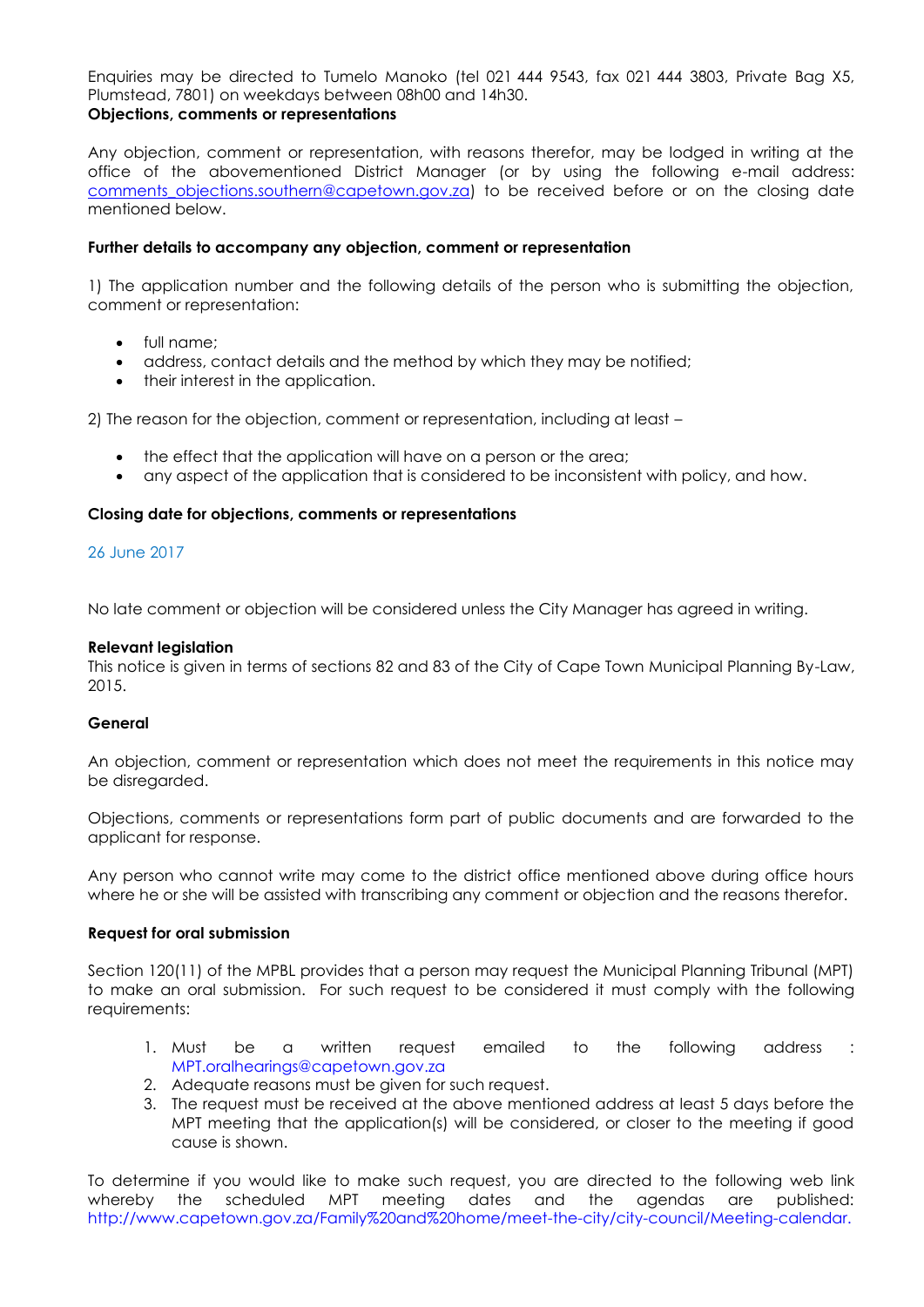Enquiries may be directed to Tumelo Manoko (tel 021 444 9543, fax 021 444 3803, Private Bag X5, Plumstead, 7801) on weekdays between 08h00 and 14h30.

**Objections, comments or representations**

Any objection, comment or representation, with reasons therefor, may be lodged in writing at the office of the abovementioned District Manager (or by using the following e-mail address: comments_objections.southern@capetown.gov.za) to be received before or on the closing date mentioned below.

**Further details to accompany any objection, comment or representation**

1) The application number and the following details of the person who is submitting the objection, comment or representation:

- full name;
- address, contact details and the method by which they may be notified;
- their interest in the application.

2) The reason for the objection, comment or representation, including at least –

- the effect that the application will have on a person or the area;
- any aspect of the application that is considered to be inconsistent with policy, and how.

**Closing date for objections, comments or representations**

26 June 2017

No late comment or objection will be considered unless the City Manager has agreed in writing.

**Relevant legislation**

This notice is given in terms of sections 82 and 83 of the City of Cape Town Municipal Planning By-Law, 2015.

**General**

An objection, comment or representation which does not meet the requirements in this notice may be disregarded.

Objections, comments or representations form part of public documents and are forwarded to the applicant for response.

Any person who cannot write may come to the district office mentioned above during office hours where he or she will be assisted with transcribing any comment or objection and the reasons therefor.

**Request for oral submission**

Section 120(11) of the MPBL provides that a person may request the Municipal Planning Tribunal (MPT) to make an oral submission. For such request to be considered it must comply with the following requirements:

1. Must be a written request emailed to the following address : MPT.oralhearings@capetown.gov.za
2. Adequate reasons must be given for such request.
3. The request must be received at the above mentioned address at least 5 days before the MPT meeting that the application(s) will be considered, or closer to the meeting if good cause is shown.

To determine if you would like to make such request, you are directed to the following web link whereby the scheduled MPT meeting dates and the agendas are published: http://www.capetown.gov.za/Family%20and%20home/meet-the-city/city-council/Meeting-calendar.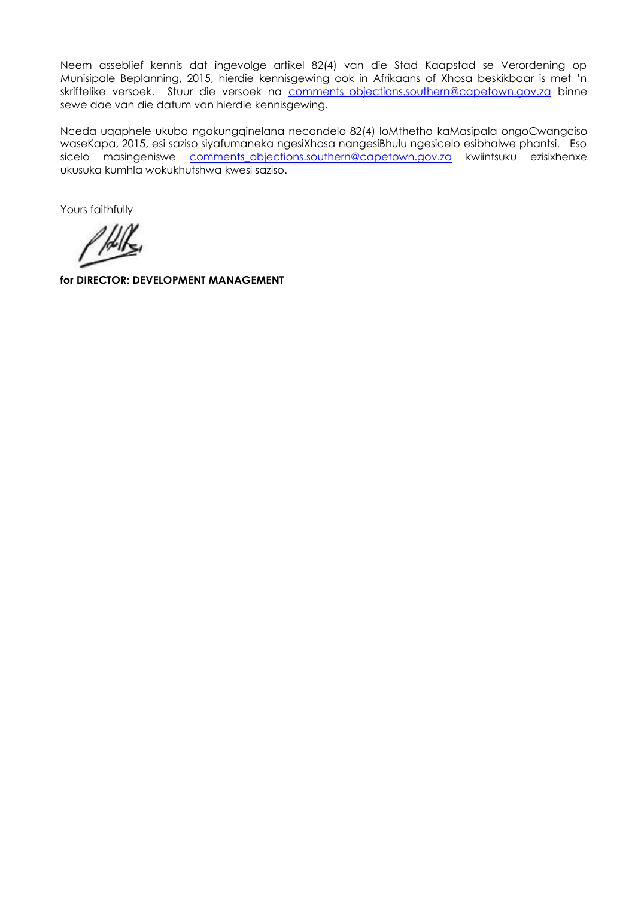Neem asseblief kennis dat ingevolge artikel 82(4) van die Stad Kaapstad se Verordening op Munisipale Beplanning, 2015, hierdie kennisgewing ook in Afrikaans of Xhosa beskikbaar is met 'n skriftelike versoek. Stuur die versoek na comments_objections.southern@capetown.gov.za binne sewe dae van die datum van hierdie kennisgewing.

Nceda uqaphele ukuba ngokungqinelana necandelo 82(4) loMthetho kaMasipala ongoCwangciso waseKapa, 2015, esi saziso siyafumaneka ngesiXhosa nangesiBhulu ngesicelo esibhalwe phantsi. Eso sicelo masingeniswe comments_objections.southern@capetown.gov.za kwiintsuku ezisixhenxe ukusuka kumhla wokukhutshwa kwesi saziso.

Yours faithfully

**for DIRECTOR: DEVELOPMENT MANAGEMENT**